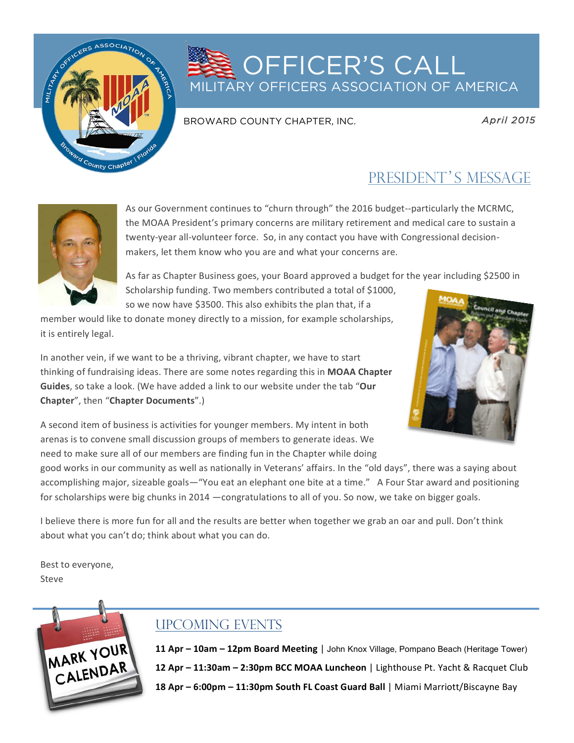# OFFICER'S CALL

MILITARY OFFICERS ASSOCIATION OF AMERICA

BROWARD COUNTY CHAPTER, INC.

*April 2015*

## PRESIDENT'S MESSAGE

As our Government continues to "churn through" the 2016 budget--particularly the MCRMC, the MOAA President's primary concerns are military retirement and medical care to sustain a twenty-year all-volunteer force. So, in any contact you have with Congressional decision-makers, let them know who you are and what your concerns are.

As far as Chapter Business goes, your Board approved a budget for the year including $2500 in Scholarship funding. Two members contributed a total of $1000, so we now have $3500. This also exhibits the plan that, if a member would like to donate money directly to a mission, for example scholarships, it is entirely legal.

In another vein, if we want to be a thriving, vibrant chapter, we have to start thinking of fundraising ideas. There are some notes regarding this in **MOAA Chapter Guides**, so take a look. (We have added a link to our website under the tab "**Our Chapter**", then "**Chapter Documents**".)

A second item of business is activities for younger members. My intent in both arenas is to convene small discussion groups of members to generate ideas. We need to make sure all of our members are finding fun in the Chapter while doing good works in our community as well as nationally in Veterans' affairs. In the "old days", there was a saying about accomplishing major, sizeable goals—"You eat an elephant one bite at a time." A Four Star award and positioning for scholarships were big chunks in 2014 —congratulations to all of you. So now, we take on bigger goals.

I believe there is more fun for all and the results are better when together we grab an oar and pull. Don't think about what you can't do; think about what you can do.

Best to everyone,
Steve

## UPCOMING EVENTS

**11 Apr – 10am – 12pm Board Meeting** | John Knox Village, Pompano Beach (Heritage Tower)

**12 Apr – 11:30am – 2:30pm BCC MOAA Luncheon** | Lighthouse Pt. Yacht & Racquet Club

**18 Apr – 6:00pm – 11:30pm South FL Coast Guard Ball** | Miami Marriott/Biscayne Bay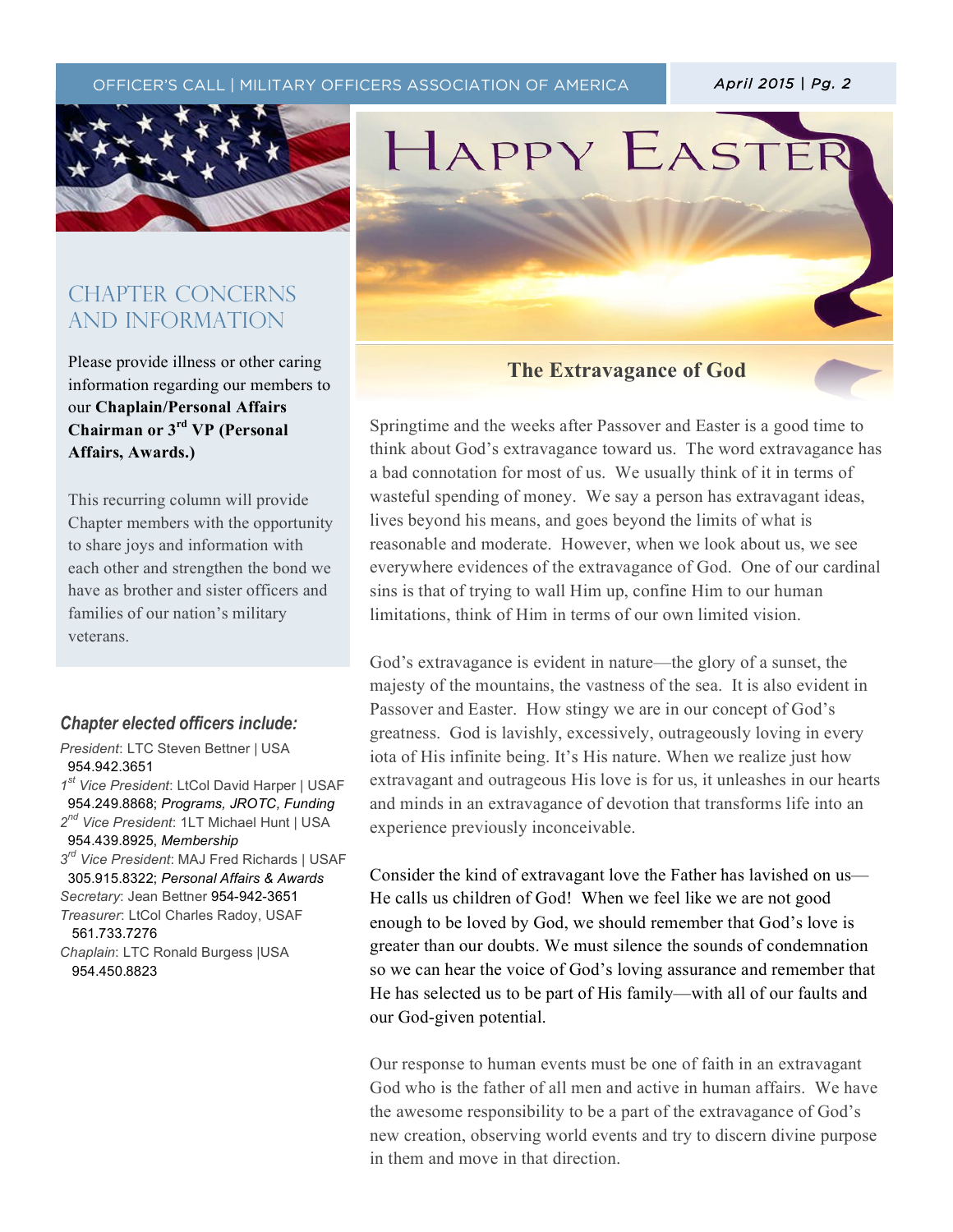## CHAPTER CONCERNS AND INFORMATION

Please provide illness or other caring information regarding our members to our **Chaplain/Personal Affairs Chairman or 3rd VP (Personal Affairs, Awards.)**

This recurring column will provide Chapter members with the opportunity to share joys and information with each other and strengthen the bond we have as brother and sister officers and families of our nation's military veterans.

***Chapter elected officers include:***

*President*: LTC Steven Bettner | USA
954.942.3651

*1st Vice President*: LtCol David Harper | USAF
954.249.8868; *Programs, JROTC, Funding*

*2nd Vice President*: 1LT Michael Hunt | USA
954.439.8925, *Membership*

*3rd Vice President*: MAJ Fred Richards | USAF
305.915.8322; *Personal Affairs & Awards*

*Secretary*: Jean Bettner 954-942-3651

*Treasurer*: LtCol Charles Radoy, USAF
561.733.7276

*Chaplain*: LTC Ronald Burgess |USA
954.450.8823

# HAPPY EASTER

## The Extravagance of God

Springtime and the weeks after Passover and Easter is a good time to think about God's extravagance toward us. The word extravagance has a bad connotation for most of us. We usually think of it in terms of wasteful spending of money. We say a person has extravagant ideas, lives beyond his means, and goes beyond the limits of what is reasonable and moderate. However, when we look about us, we see everywhere evidences of the extravagance of God. One of our cardinal sins is that of trying to wall Him up, confine Him to our human limitations, think of Him in terms of our own limited vision.

God's extravagance is evident in nature—the glory of a sunset, the majesty of the mountains, the vastness of the sea. It is also evident in Passover and Easter. How stingy we are in our concept of God's greatness. God is lavishly, excessively, outrageously loving in every iota of His infinite being. It's His nature. When we realize just how extravagant and outrageous His love is for us, it unleashes in our hearts and minds in an extravagance of devotion that transforms life into an experience previously inconceivable.

Consider the kind of extravagant love the Father has lavished on us—He calls us children of God! When we feel like we are not good enough to be loved by God, we should remember that God's love is greater than our doubts. We must silence the sounds of condemnation so we can hear the voice of God's loving assurance and remember that He has selected us to be part of His family—with all of our faults and our God-given potential.

Our response to human events must be one of faith in an extravagant God who is the father of all men and active in human affairs. We have the awesome responsibility to be a part of the extravagance of God's new creation, observing world events and try to discern divine purpose in them and move in that direction.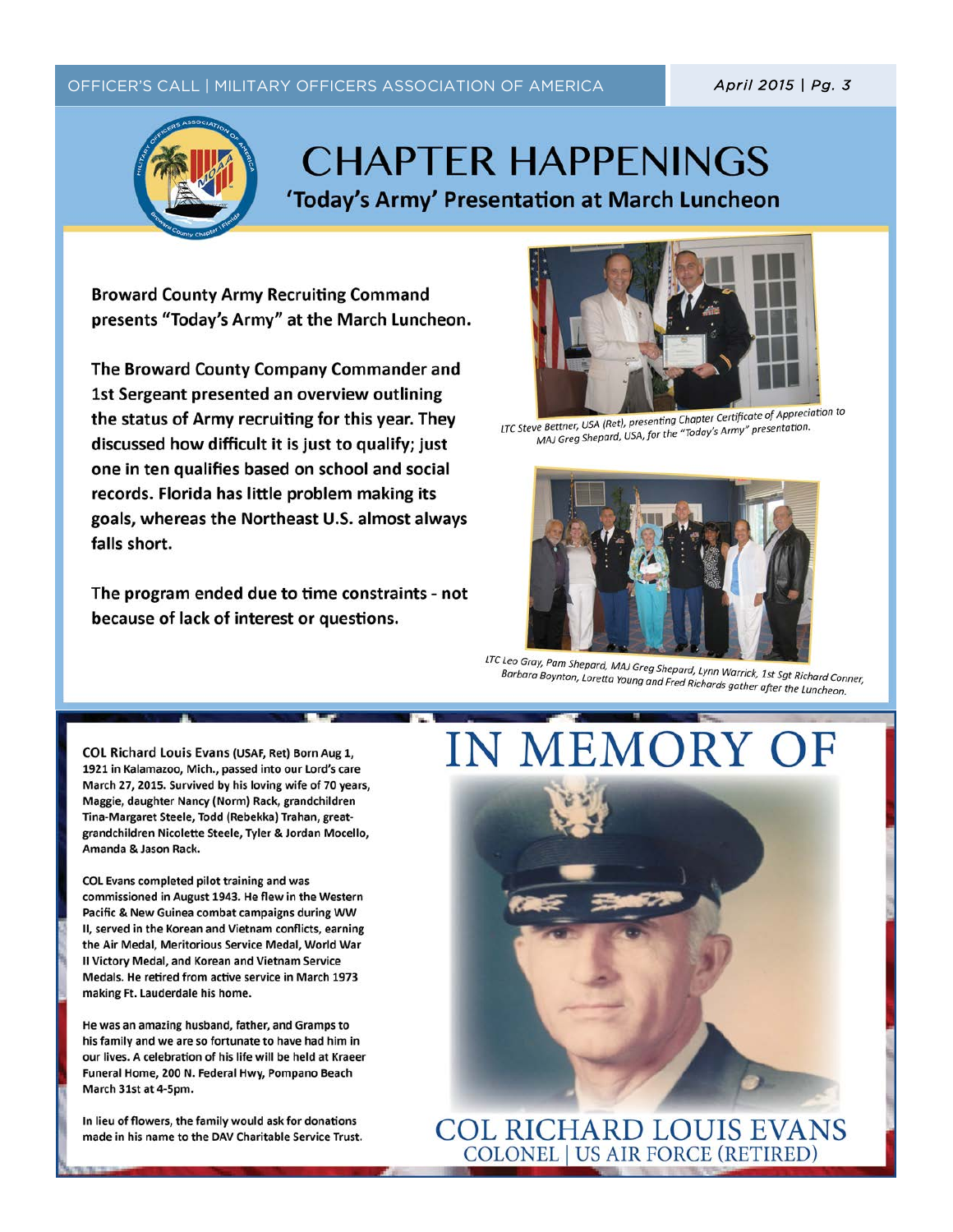# CHAPTER HAPPENINGS

## 'Today's Army' Presentation at March Luncheon

**Broward County Army Recruiting Command presents "Today's Army" at the March Luncheon.**

**The Broward County Company Commander and 1st Sergeant presented an overview outlining the status of Army recruiting for this year. They discussed how difficult it is just to qualify; just one in ten qualifies based on school and social records. Florida has little problem making its goals, whereas the Northeast U.S. almost always falls short.**

**The program ended due to time constraints - not because of lack of interest or questions.**

*LTC Steve Bettner, USA (Ret), presenting Chapter Certificate of Appreciation to MAJ Greg Shepard, USA, for the "Today's Army" presentation.*

*LTC Leo Gray, Pam Shepard, MAJ Greg Shepard, Lynn Warrick, 1st Sgt Richard Conner, Barbara Boynton, Loretta Young and Fred Richards gather after the Luncheon.*

# IN MEMORY OF

**COL Richard Louis Evans (USAF, Ret) Born Aug 1, 1921 in Kalamazoo, Mich., passed into our Lord's care March 27, 2015. Survived by his loving wife of 70 years, Maggie, daughter Nancy (Norm) Rack, grandchildren Tina-Margaret Steele, Todd (Rebekka) Trahan, great-grandchildren Nicolette Steele, Tyler & Jordan Mocello, Amanda & Jason Rack.**

**COL Evans completed pilot training and was commissioned in August 1943. He flew in the Western Pacific & New Guinea combat campaigns during WW II, served in the Korean and Vietnam conflicts, earning the Air Medal, Meritorious Service Medal, World War II Victory Medal, and Korean and Vietnam Service Medals. He retired from active service in March 1973 making Ft. Lauderdale his home.**

**He was an amazing husband, father, and Gramps to his family and we are so fortunate to have had him in our lives. A celebration of his life will be held at Kraeer Funeral Home, 200 N. Federal Hwy, Pompano Beach March 31st at 4-5pm.**

**In lieu of flowers, the family would ask for donations made in his name to the DAV Charitable Service Trust.**

COL RICHARD LOUIS EVANS
COLONEL | US AIR FORCE (RETIRED)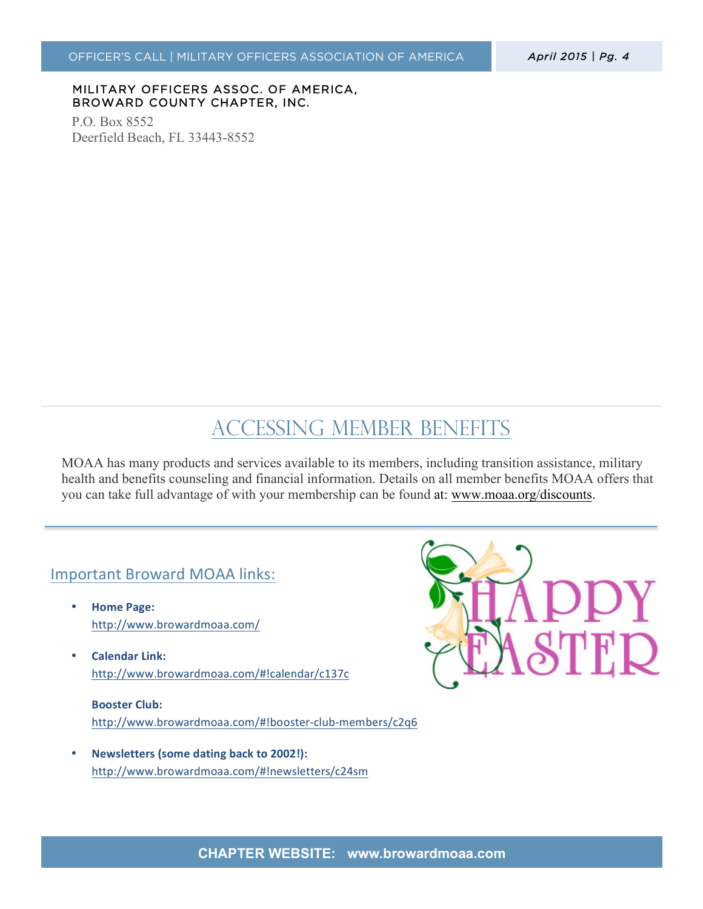MILITARY OFFICERS ASSOC. OF AMERICA,
BROWARD COUNTY CHAPTER, INC.

P.O. Box 8552
Deerfield Beach, FL 33443-8552

## ACCESSING MEMBER BENEFITS

MOAA has many products and services available to its members, including transition assistance, military health and benefits counseling and financial information. Details on all member benefits MOAA offers that you can take full advantage of with your membership can be found at: www.moaa.org/discounts.

### Important Broward MOAA links:

- **Home Page:**
  http://www.browardmoaa.com/
- **Calendar Link:**
  http://www.browardmoaa.com/#!calendar/c137c

  **Booster Club:**
  http://www.browardmoaa.com/#!booster-club-members/c2q6
- **Newsletters (some dating back to 2002!):**
  http://www.browardmoaa.com/#!newsletters/c24sm

HAPPY EASTER

**CHAPTER WEBSITE: www.browardmoaa.com**